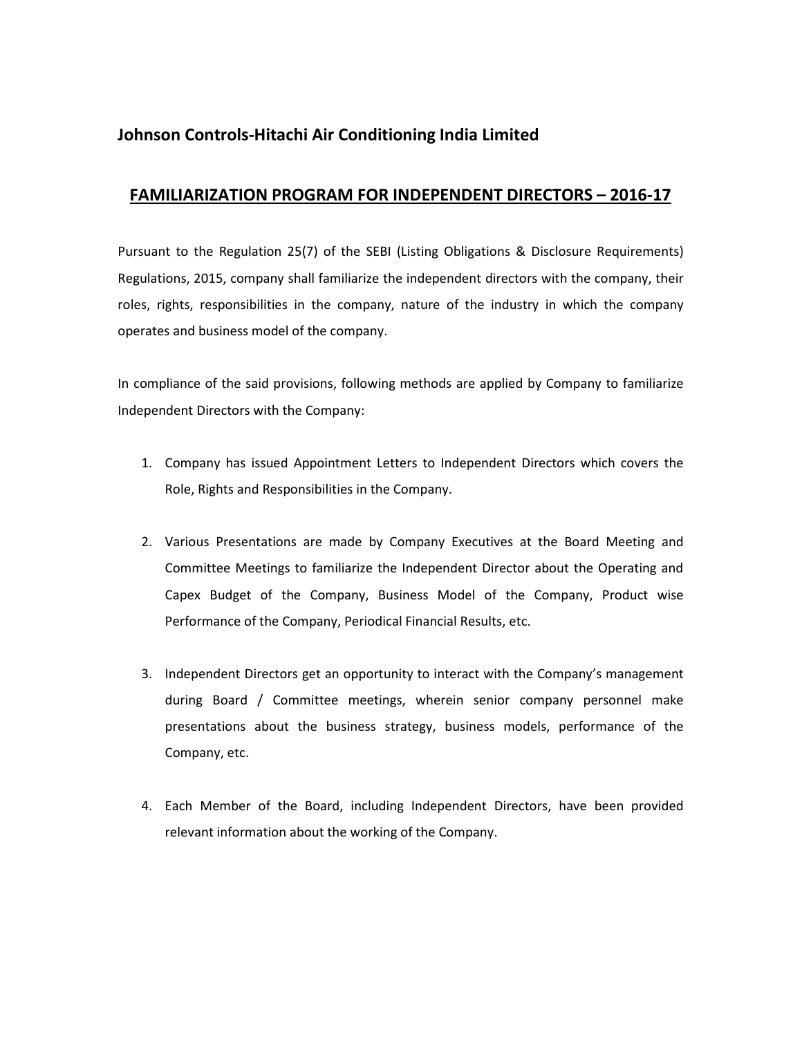## Johnson Controls-Hitachi Air Conditioning India Limited

## <u>FAMILIARIZATION PROGRAM FOR INDEPENDENT DIRECTORS – 2016-17</u>

Pursuant to the Regulation 25(7) of the SEBI (Listing Obligations & Disclosure Requirements) Regulations, 2015, company shall familiarize the independent directors with the company, their roles, rights, responsibilities in the company, nature of the industry in which the company operates and business model of the company.

In compliance of the said provisions, following methods are applied by Company to familiarize Independent Directors with the Company:

1. Company has issued Appointment Letters to Independent Directors which covers the Role, Rights and Responsibilities in the Company.

2. Various Presentations are made by Company Executives at the Board Meeting and Committee Meetings to familiarize the Independent Director about the Operating and Capex Budget of the Company, Business Model of the Company, Product wise Performance of the Company, Periodical Financial Results, etc.

3. Independent Directors get an opportunity to interact with the Company's management during Board / Committee meetings, wherein senior company personnel make presentations about the business strategy, business models, performance of the Company, etc.

4. Each Member of the Board, including Independent Directors, have been provided relevant information about the working of the Company.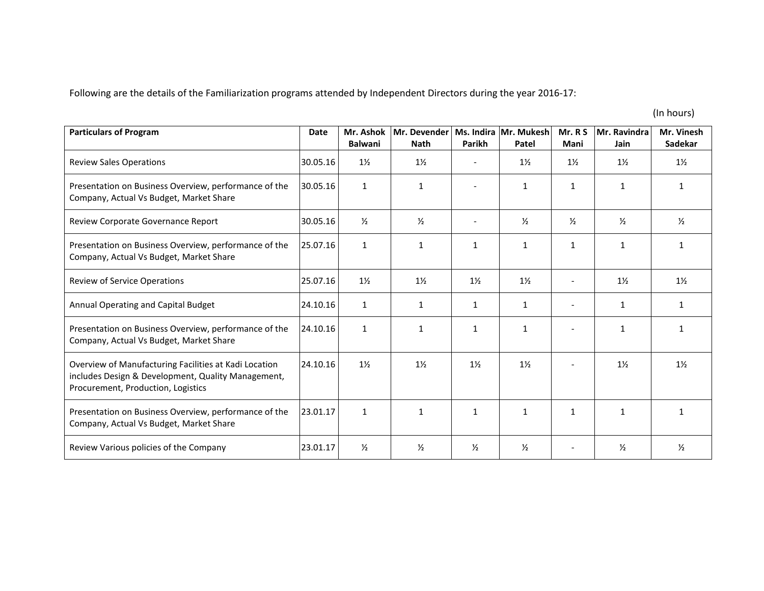Following are the details of the Familiarization programs attended by Independent Directors during the year 2016-17:

(In hours)

| Particulars of Program | Date | Mr. Ashok Balwani | Mr. Devender Nath | Ms. Indira Parikh | Mr. Mukesh Patel | Mr. R S Mani | Mr. Ravindra Jain | Mr. Vinesh Sadekar |
|---|---|---|---|---|---|---|---|---|
| Review Sales Operations | 30.05.16 | 1½ | 1½ | - | 1½ | 1½ | 1½ | 1½ |
| Presentation on Business Overview, performance of the Company, Actual Vs Budget, Market Share | 30.05.16 | 1 | 1 | - | 1 | 1 | 1 | 1 |
| Review Corporate Governance Report | 30.05.16 | ½ | ½ | - | ½ | ½ | ½ | ½ |
| Presentation on Business Overview, performance of the Company, Actual Vs Budget, Market Share | 25.07.16 | 1 | 1 | 1 | 1 | 1 | 1 | 1 |
| Review of Service Operations | 25.07.16 | 1½ | 1½ | 1½ | 1½ | - | 1½ | 1½ |
| Annual Operating and Capital Budget | 24.10.16 | 1 | 1 | 1 | 1 | - | 1 | 1 |
| Presentation on Business Overview, performance of the Company, Actual Vs Budget, Market Share | 24.10.16 | 1 | 1 | 1 | 1 | - | 1 | 1 |
| Overview of Manufacturing Facilities at Kadi Location includes Design & Development, Quality Management, Procurement, Production, Logistics | 24.10.16 | 1½ | 1½ | 1½ | 1½ | - | 1½ | 1½ |
| Presentation on Business Overview, performance of the Company, Actual Vs Budget, Market Share | 23.01.17 | 1 | 1 | 1 | 1 | 1 | 1 | 1 |
| Review Various policies of the Company | 23.01.17 | ½ | ½ | ½ | ½ | - | ½ | ½ |